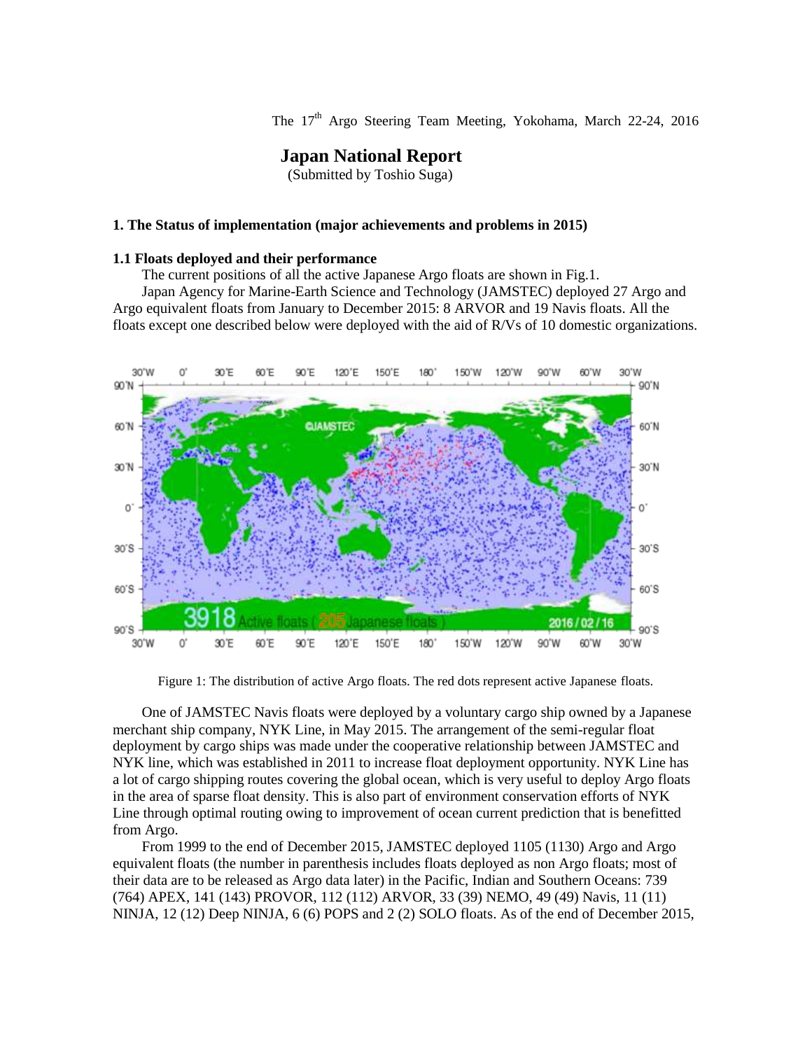The 17th Argo Steering Team Meeting, Yokohama, March 22-24, 2016

# Japan National Report

(Submitted by Toshio Suga)

## 1. The Status of implementation (major achievements and problems in 2015)

### 1.1 Floats deployed and their performance

The current positions of all the active Japanese Argo floats are shown in Fig.1.

Japan Agency for Marine-Earth Science and Technology (JAMSTEC) deployed 27 Argo and Argo equivalent floats from January to December 2015: 8 ARVOR and 19 Navis floats. All the floats except one described below were deployed with the aid of R/Vs of 10 domestic organizations.

Figure 1: The distribution of active Argo floats. The red dots represent active Japanese floats.

One of JAMSTEC Navis floats were deployed by a voluntary cargo ship owned by a Japanese merchant ship company, NYK Line, in May 2015. The arrangement of the semi-regular float deployment by cargo ships was made under the cooperative relationship between JAMSTEC and NYK line, which was established in 2011 to increase float deployment opportunity. NYK Line has a lot of cargo shipping routes covering the global ocean, which is very useful to deploy Argo floats in the area of sparse float density. This is also part of environment conservation efforts of NYK Line through optimal routing owing to improvement of ocean current prediction that is benefitted from Argo.

From 1999 to the end of December 2015, JAMSTEC deployed 1105 (1130) Argo and Argo equivalent floats (the number in parenthesis includes floats deployed as non Argo floats; most of their data are to be released as Argo data later) in the Pacific, Indian and Southern Oceans: 739 (764) APEX, 141 (143) PROVOR, 112 (112) ARVOR, 33 (39) NEMO, 49 (49) Navis, 11 (11) NINJA, 12 (12) Deep NINJA, 6 (6) POPS and 2 (2) SOLO floats. As of the end of December 2015,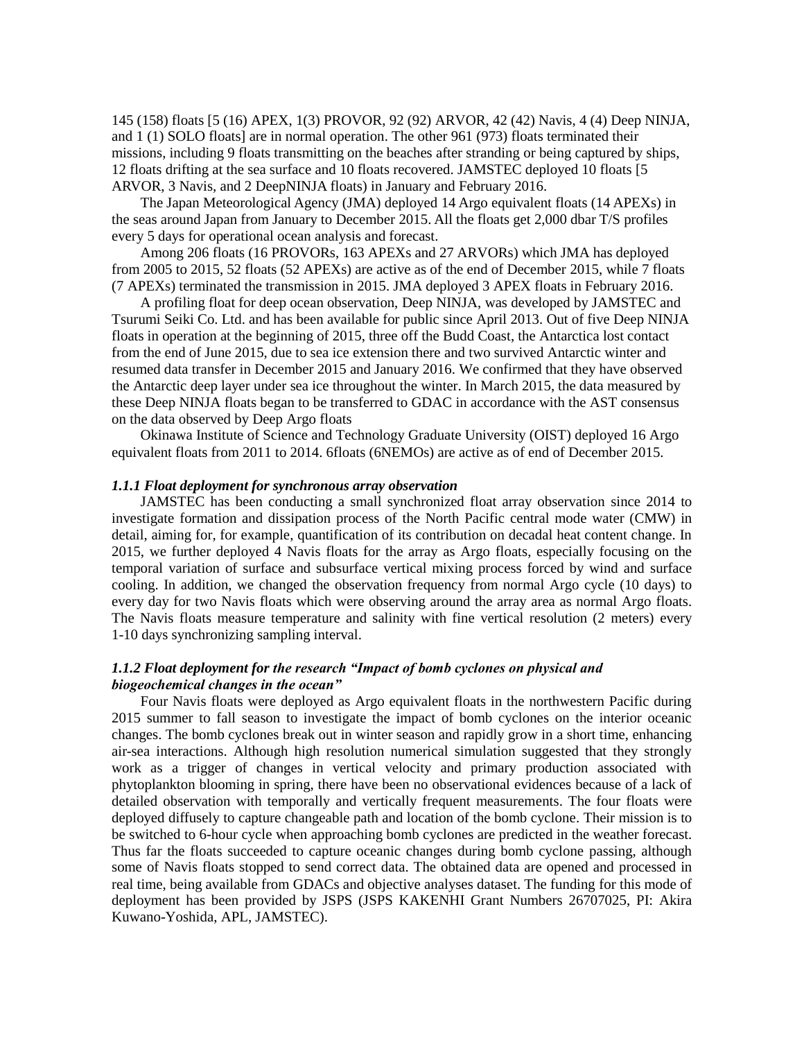145 (158) floats [5 (16) APEX, 1(3) PROVOR, 92 (92) ARVOR, 42 (42) Navis, 4 (4) Deep NINJA, and 1 (1) SOLO floats] are in normal operation. The other 961 (973) floats terminated their missions, including 9 floats transmitting on the beaches after stranding or being captured by ships, 12 floats drifting at the sea surface and 10 floats recovered. JAMSTEC deployed 10 floats [5 ARVOR, 3 Navis, and 2 DeepNINJA floats) in January and February 2016.

The Japan Meteorological Agency (JMA) deployed 14 Argo equivalent floats (14 APEXs) in the seas around Japan from January to December 2015. All the floats get 2,000 dbar T/S profiles every 5 days for operational ocean analysis and forecast.

Among 206 floats (16 PROVORs, 163 APEXs and 27 ARVORs) which JMA has deployed from 2005 to 2015, 52 floats (52 APEXs) are active as of the end of December 2015, while 7 floats (7 APEXs) terminated the transmission in 2015. JMA deployed 3 APEX floats in February 2016.

A profiling float for deep ocean observation, Deep NINJA, was developed by JAMSTEC and Tsurumi Seiki Co. Ltd. and has been available for public since April 2013. Out of five Deep NINJA floats in operation at the beginning of 2015, three off the Budd Coast, the Antarctica lost contact from the end of June 2015, due to sea ice extension there and two survived Antarctic winter and resumed data transfer in December 2015 and January 2016. We confirmed that they have observed the Antarctic deep layer under sea ice throughout the winter. In March 2015, the data measured by these Deep NINJA floats began to be transferred to GDAC in accordance with the AST consensus on the data observed by Deep Argo floats

Okinawa Institute of Science and Technology Graduate University (OIST) deployed 16 Argo equivalent floats from 2011 to 2014. 6floats (6NEMOs) are active as of end of December 2015.

#### *1.1.1 Float deployment for synchronous array observation*

JAMSTEC has been conducting a small synchronized float array observation since 2014 to investigate formation and dissipation process of the North Pacific central mode water (CMW) in detail, aiming for, for example, quantification of its contribution on decadal heat content change. In 2015, we further deployed 4 Navis floats for the array as Argo floats, especially focusing on the temporal variation of surface and subsurface vertical mixing process forced by wind and surface cooling. In addition, we changed the observation frequency from normal Argo cycle (10 days) to every day for two Navis floats which were observing around the array area as normal Argo floats. The Navis floats measure temperature and salinity with fine vertical resolution (2 meters) every 1-10 days synchronizing sampling interval.

#### *1.1.2 Float deployment for the research "Impact of bomb cyclones on physical and biogeochemical changes in the ocean"*

Four Navis floats were deployed as Argo equivalent floats in the northwestern Pacific during 2015 summer to fall season to investigate the impact of bomb cyclones on the interior oceanic changes. The bomb cyclones break out in winter season and rapidly grow in a short time, enhancing air-sea interactions. Although high resolution numerical simulation suggested that they strongly work as a trigger of changes in vertical velocity and primary production associated with phytoplankton blooming in spring, there have been no observational evidences because of a lack of detailed observation with temporally and vertically frequent measurements. The four floats were deployed diffusely to capture changeable path and location of the bomb cyclone. Their mission is to be switched to 6-hour cycle when approaching bomb cyclones are predicted in the weather forecast. Thus far the floats succeeded to capture oceanic changes during bomb cyclone passing, although some of Navis floats stopped to send correct data. The obtained data are opened and processed in real time, being available from GDACs and objective analyses dataset. The funding for this mode of deployment has been provided by JSPS (JSPS KAKENHI Grant Numbers 26707025, PI: Akira Kuwano-Yoshida, APL, JAMSTEC).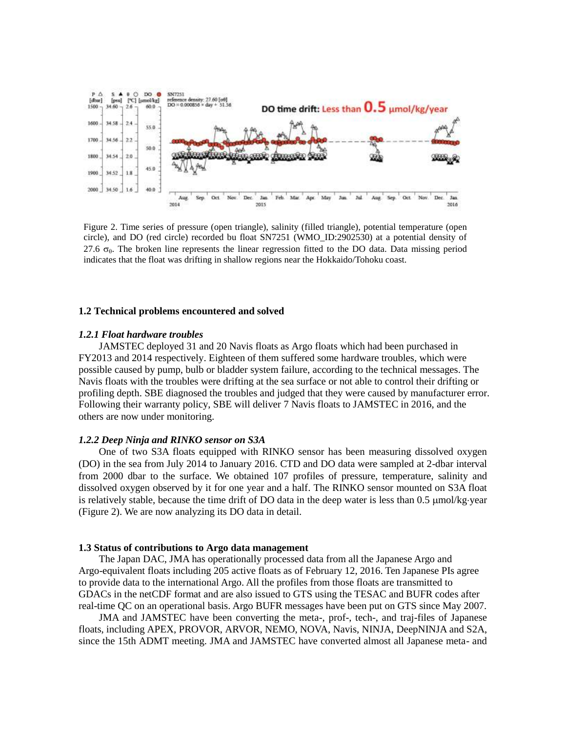Figure 2. Time series of pressure (open triangle), salinity (filled triangle), potential temperature (open circle), and DO (red circle) recorded bu float SN7251 (WMO_ID:2902530) at a potential density of 27.6 $\sigma_\theta$. The broken line represents the linear regression fitted to the DO data. Data missing period indicates that the float was drifting in shallow regions near the Hokkaido/Tohoku coast.

### 1.2 Technical problems encountered and solved

#### *1.2.1 Float hardware troubles*

JAMSTEC deployed 31 and 20 Navis floats as Argo floats which had been purchased in FY2013 and 2014 respectively. Eighteen of them suffered some hardware troubles, which were possible caused by pump, bulb or bladder system failure, according to the technical messages. The Navis floats with the troubles were drifting at the sea surface or not able to control their drifting or profiling depth. SBE diagnosed the troubles and judged that they were caused by manufacturer error. Following their warranty policy, SBE will deliver 7 Navis floats to JAMSTEC in 2016, and the others are now under monitoring.

#### *1.2.2 Deep Ninja and RINKO sensor on S3A*

One of two S3A floats equipped with RINKO sensor has been measuring dissolved oxygen (DO) in the sea from July 2014 to January 2016. CTD and DO data were sampled at 2-dbar interval from 2000 dbar to the surface. We obtained 107 profiles of pressure, temperature, salinity and dissolved oxygen observed by it for one year and a half. The RINKO sensor mounted on S3A float is relatively stable, because the time drift of DO data in the deep water is less than 0.5 μmol/kg·year (Figure 2). We are now analyzing its DO data in detail.

### 1.3 Status of contributions to Argo data management

The Japan DAC, JMA has operationally processed data from all the Japanese Argo and Argo-equivalent floats including 205 active floats as of February 12, 2016. Ten Japanese PIs agree to provide data to the international Argo. All the profiles from those floats are transmitted to GDACs in the netCDF format and are also issued to GTS using the TESAC and BUFR codes after real-time QC on an operational basis. Argo BUFR messages have been put on GTS since May 2007.

JMA and JAMSTEC have been converting the meta-, prof-, tech-, and traj-files of Japanese floats, including APEX, PROVOR, ARVOR, NEMO, NOVA, Navis, NINJA, DeepNINJA and S2A, since the 15th ADMT meeting. JMA and JAMSTEC have converted almost all Japanese meta- and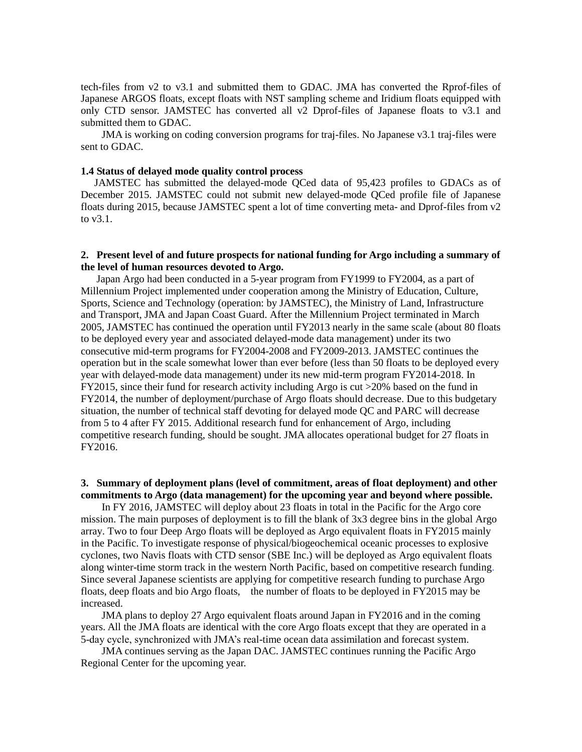tech-files from v2 to v3.1 and submitted them to GDAC. JMA has converted the Rprof-files of Japanese ARGOS floats, except floats with NST sampling scheme and Iridium floats equipped with only CTD sensor. JAMSTEC has converted all v2 Dprof-files of Japanese floats to v3.1 and submitted them to GDAC.

JMA is working on coding conversion programs for traj-files. No Japanese v3.1 traj-files were sent to GDAC.

**1.4 Status of delayed mode quality control process**

JAMSTEC has submitted the delayed-mode QCed data of 95,423 profiles to GDACs as of December 2015. JAMSTEC could not submit new delayed-mode QCed profile file of Japanese floats during 2015, because JAMSTEC spent a lot of time converting meta- and Dprof-files from v2 to v3.1.

## 2. Present level of and future prospects for national funding for Argo including a summary of the level of human resources devoted to Argo.

Japan Argo had been conducted in a 5-year program from FY1999 to FY2004, as a part of Millennium Project implemented under cooperation among the Ministry of Education, Culture, Sports, Science and Technology (operation: by JAMSTEC), the Ministry of Land, Infrastructure and Transport, JMA and Japan Coast Guard. After the Millennium Project terminated in March 2005, JAMSTEC has continued the operation until FY2013 nearly in the same scale (about 80 floats to be deployed every year and associated delayed-mode data management) under its two consecutive mid-term programs for FY2004-2008 and FY2009-2013. JAMSTEC continues the operation but in the scale somewhat lower than ever before (less than 50 floats to be deployed every year with delayed-mode data management) under its new mid-term program FY2014-2018. In FY2015, since their fund for research activity including Argo is cut >20% based on the fund in FY2014, the number of deployment/purchase of Argo floats should decrease. Due to this budgetary situation, the number of technical staff devoting for delayed mode QC and PARC will decrease from 5 to 4 after FY 2015. Additional research fund for enhancement of Argo, including competitive research funding, should be sought. JMA allocates operational budget for 27 floats in FY2016.

## 3. Summary of deployment plans (level of commitment, areas of float deployment) and other commitments to Argo (data management) for the upcoming year and beyond where possible.

In FY 2016, JAMSTEC will deploy about 23 floats in total in the Pacific for the Argo core mission. The main purposes of deployment is to fill the blank of 3x3 degree bins in the global Argo array. Two to four Deep Argo floats will be deployed as Argo equivalent floats in FY2015 mainly in the Pacific. To investigate response of physical/biogeochemical oceanic processes to explosive cyclones, two Navis floats with CTD sensor (SBE Inc.) will be deployed as Argo equivalent floats along winter-time storm track in the western North Pacific, based on competitive research funding. Since several Japanese scientists are applying for competitive research funding to purchase Argo floats, deep floats and bio Argo floats, the number of floats to be deployed in FY2015 may be increased.

JMA plans to deploy 27 Argo equivalent floats around Japan in FY2016 and in the coming years. All the JMA floats are identical with the core Argo floats except that they are operated in a 5-day cycle, synchronized with JMA's real-time ocean data assimilation and forecast system.

JMA continues serving as the Japan DAC. JAMSTEC continues running the Pacific Argo Regional Center for the upcoming year.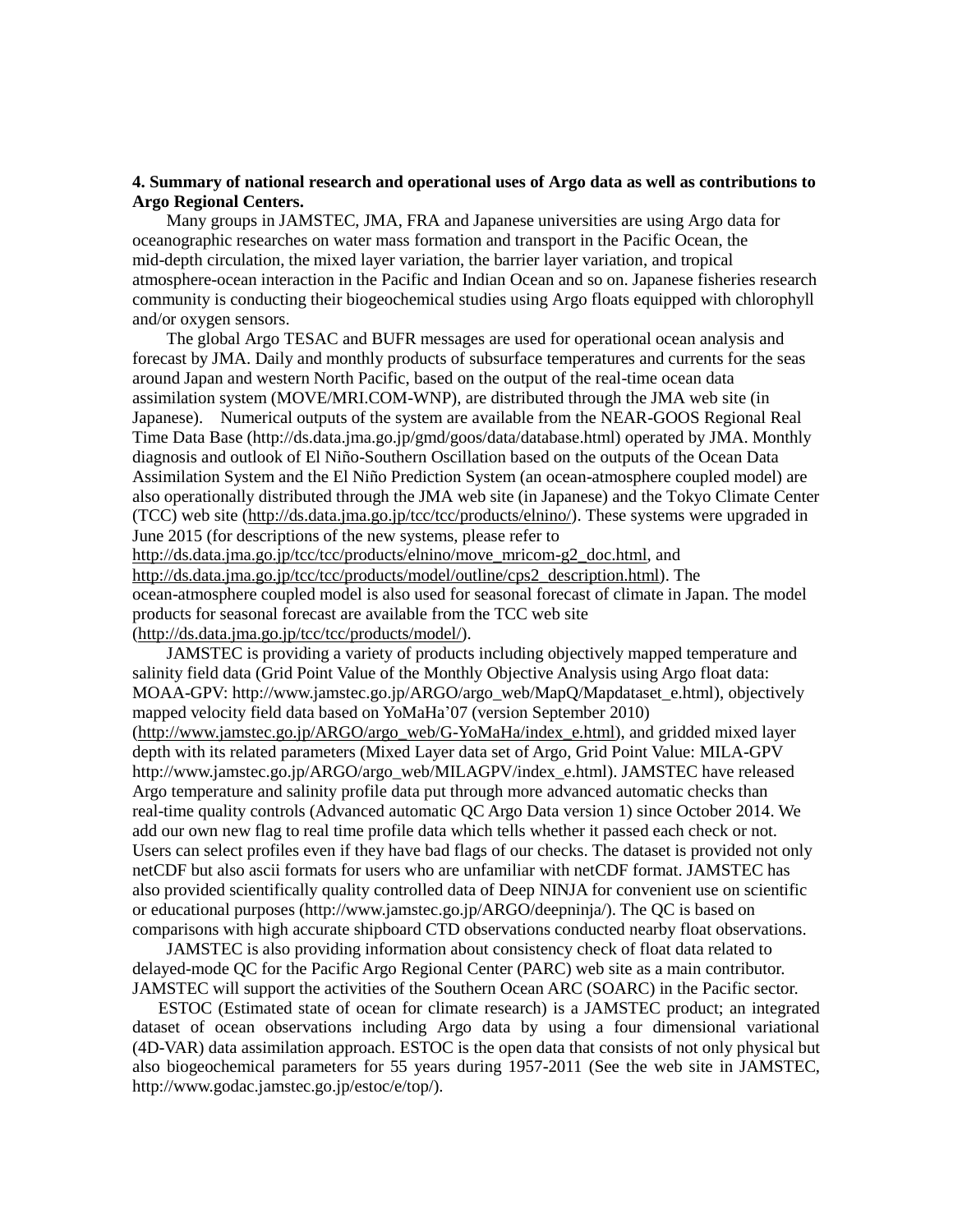**4. Summary of national research and operational uses of Argo data as well as contributions to Argo Regional Centers.**

Many groups in JAMSTEC, JMA, FRA and Japanese universities are using Argo data for oceanographic researches on water mass formation and transport in the Pacific Ocean, the mid-depth circulation, the mixed layer variation, the barrier layer variation, and tropical atmosphere-ocean interaction in the Pacific and Indian Ocean and so on. Japanese fisheries research community is conducting their biogeochemical studies using Argo floats equipped with chlorophyll and/or oxygen sensors.

The global Argo TESAC and BUFR messages are used for operational ocean analysis and forecast by JMA. Daily and monthly products of subsurface temperatures and currents for the seas around Japan and western North Pacific, based on the output of the real-time ocean data assimilation system (MOVE/MRI.COM-WNP), are distributed through the JMA web site (in Japanese). Numerical outputs of the system are available from the NEAR-GOOS Regional Real Time Data Base (http://ds.data.jma.go.jp/gmd/goos/data/database.html) operated by JMA. Monthly diagnosis and outlook of El Niño-Southern Oscillation based on the outputs of the Ocean Data Assimilation System and the El Niño Prediction System (an ocean-atmosphere coupled model) are also operationally distributed through the JMA web site (in Japanese) and the Tokyo Climate Center (TCC) web site (http://ds.data.jma.go.jp/tcc/tcc/products/elnino/). These systems were upgraded in June 2015 (for descriptions of the new systems, please refer to http://ds.data.jma.go.jp/tcc/tcc/products/elnino/move_mricom-g2_doc.html, and http://ds.data.jma.go.jp/tcc/tcc/products/model/outline/cps2_description.html). The ocean-atmosphere coupled model is also used for seasonal forecast of climate in Japan. The model products for seasonal forecast are available from the TCC web site (http://ds.data.jma.go.jp/tcc/tcc/products/model/).

JAMSTEC is providing a variety of products including objectively mapped temperature and salinity field data (Grid Point Value of the Monthly Objective Analysis using Argo float data: MOAA-GPV: http://www.jamstec.go.jp/ARGO/argo_web/MapQ/Mapdataset_e.html), objectively mapped velocity field data based on YoMaHa'07 (version September 2010) (http://www.jamstec.go.jp/ARGO/argo_web/G-YoMaHa/index_e.html), and gridded mixed layer depth with its related parameters (Mixed Layer data set of Argo, Grid Point Value: MILA-GPV http://www.jamstec.go.jp/ARGO/argo_web/MILAGPV/index_e.html). JAMSTEC have released Argo temperature and salinity profile data put through more advanced automatic checks than real-time quality controls (Advanced automatic QC Argo Data version 1) since October 2014. We add our own new flag to real time profile data which tells whether it passed each check or not. Users can select profiles even if they have bad flags of our checks. The dataset is provided not only netCDF but also ascii formats for users who are unfamiliar with netCDF format. JAMSTEC has also provided scientifically quality controlled data of Deep NINJA for convenient use on scientific or educational purposes (http://www.jamstec.go.jp/ARGO/deepninja/). The QC is based on comparisons with high accurate shipboard CTD observations conducted nearby float observations.

JAMSTEC is also providing information about consistency check of float data related to delayed-mode QC for the Pacific Argo Regional Center (PARC) web site as a main contributor. JAMSTEC will support the activities of the Southern Ocean ARC (SOARC) in the Pacific sector.

ESTOC (Estimated state of ocean for climate research) is a JAMSTEC product; an integrated dataset of ocean observations including Argo data by using a four dimensional variational (4D-VAR) data assimilation approach. ESTOC is the open data that consists of not only physical but also biogeochemical parameters for 55 years during 1957-2011 (See the web site in JAMSTEC, http://www.godac.jamstec.go.jp/estoc/e/top/).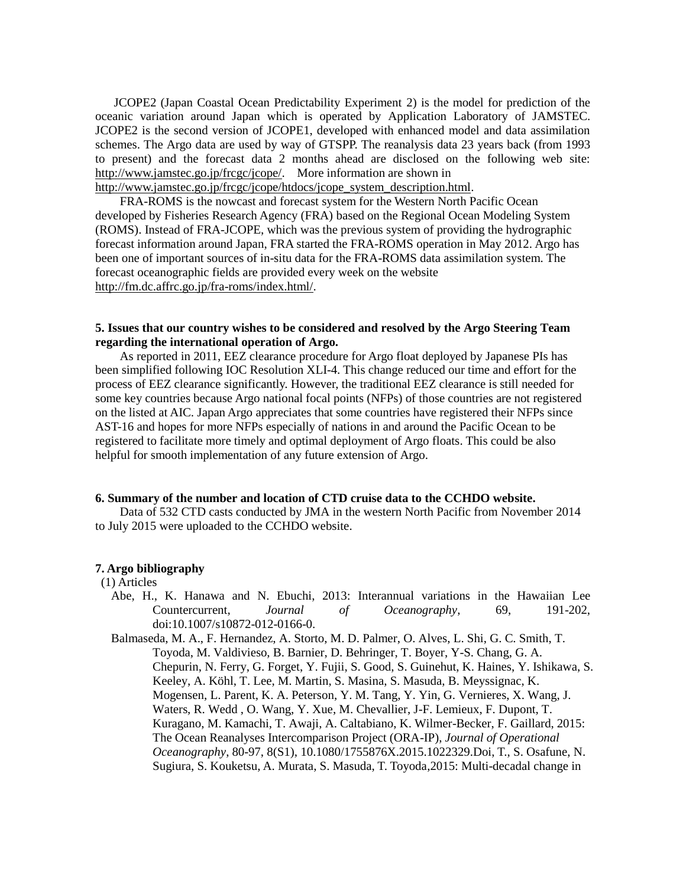JCOPE2 (Japan Coastal Ocean Predictability Experiment 2) is the model for prediction of the oceanic variation around Japan which is operated by Application Laboratory of JAMSTEC. JCOPE2 is the second version of JCOPE1, developed with enhanced model and data assimilation schemes. The Argo data are used by way of GTSPP. The reanalysis data 23 years back (from 1993 to present) and the forecast data 2 months ahead are disclosed on the following web site: http://www.jamstec.go.jp/frcgc/jcope/. More information are shown in http://www.jamstec.go.jp/frcgc/jcope/htdocs/jcope_system_description.html.

FRA-ROMS is the nowcast and forecast system for the Western North Pacific Ocean developed by Fisheries Research Agency (FRA) based on the Regional Ocean Modeling System (ROMS). Instead of FRA-JCOPE, which was the previous system of providing the hydrographic forecast information around Japan, FRA started the FRA-ROMS operation in May 2012. Argo has been one of important sources of in-situ data for the FRA-ROMS data assimilation system. The forecast oceanographic fields are provided every week on the website http://fm.dc.affrc.go.jp/fra-roms/index.html/.

**5. Issues that our country wishes to be considered and resolved by the Argo Steering Team regarding the international operation of Argo.**

As reported in 2011, EEZ clearance procedure for Argo float deployed by Japanese PIs has been simplified following IOC Resolution XLI-4. This change reduced our time and effort for the process of EEZ clearance significantly. However, the traditional EEZ clearance is still needed for some key countries because Argo national focal points (NFPs) of those countries are not registered on the listed at AIC. Japan Argo appreciates that some countries have registered their NFPs since AST-16 and hopes for more NFPs especially of nations in and around the Pacific Ocean to be registered to facilitate more timely and optimal deployment of Argo floats. This could be also helpful for smooth implementation of any future extension of Argo.

**6. Summary of the number and location of CTD cruise data to the CCHDO website.**

Data of 532 CTD casts conducted by JMA in the western North Pacific from November 2014 to July 2015 were uploaded to the CCHDO website.

**7. Argo bibliography**

(1) Articles

Abe, H., K. Hanawa and N. Ebuchi, 2013: Interannual variations in the Hawaiian Lee Countercurrent, *Journal of Oceanography*, 69, 191-202, doi:10.1007/s10872-012-0166-0.

Balmaseda, M. A., F. Hernandez, A. Storto, M. D. Palmer, O. Alves, L. Shi, G. C. Smith, T. Toyoda, M. Valdivieso, B. Barnier, D. Behringer, T. Boyer, Y-S. Chang, G. A. Chepurin, N. Ferry, G. Forget, Y. Fujii, S. Good, S. Guinehut, K. Haines, Y. Ishikawa, S. Keeley, A. Köhl, T. Lee, M. Martin, S. Masina, S. Masuda, B. Meyssignac, K. Mogensen, L. Parent, K. A. Peterson, Y. M. Tang, Y. Yin, G. Vernieres, X. Wang, J. Waters, R. Wedd , O. Wang, Y. Xue, M. Chevallier, J-F. Lemieux, F. Dupont, T. Kuragano, M. Kamachi, T. Awaji, A. Caltabiano, K. Wilmer-Becker, F. Gaillard, 2015: The Ocean Reanalyses Intercomparison Project (ORA-IP), *Journal of Operational Oceanography*, 80-97, 8(S1), 10.1080/1755876X.2015.1022329.Doi, T., S. Osafune, N. Sugiura, S. Kouketsu, A. Murata, S. Masuda, T. Toyoda,2015: Multi-decadal change in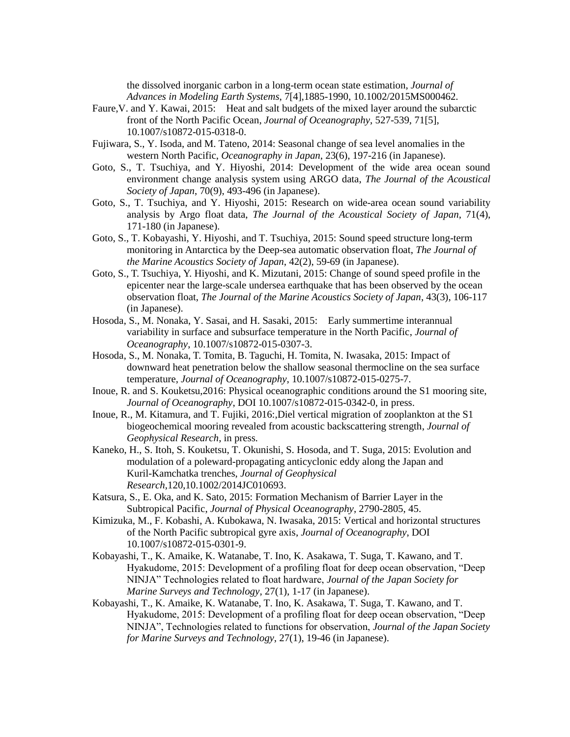the dissolved inorganic carbon in a long-term ocean state estimation, *Journal of Advances in Modeling Earth Systems*, 7[4],1885-1990, 10.1002/2015MS000462.

Faure,V. and Y. Kawai, 2015: Heat and salt budgets of the mixed layer around the subarctic front of the North Pacific Ocean, *Journal of Oceanography*, 527-539, 71[5], 10.1007/s10872-015-0318-0.

Fujiwara, S., Y. Isoda, and M. Tateno, 2014: Seasonal change of sea level anomalies in the western North Pacific, *Oceanography in Japan*, 23(6), 197-216 (in Japanese).

Goto, S., T. Tsuchiya, and Y. Hiyoshi, 2014: Development of the wide area ocean sound environment change analysis system using ARGO data, *The Journal of the Acoustical Society of Japan*, 70(9), 493-496 (in Japanese).

Goto, S., T. Tsuchiya, and Y. Hiyoshi, 2015: Research on wide-area ocean sound variability analysis by Argo float data, *The Journal of the Acoustical Society of Japan*, 71(4), 171-180 (in Japanese).

Goto, S., T. Kobayashi, Y. Hiyoshi, and T. Tsuchiya, 2015: Sound speed structure long-term monitoring in Antarctica by the Deep-sea automatic observation float, *The Journal of the Marine Acoustics Society of Japan*, 42(2), 59-69 (in Japanese).

Goto, S., T. Tsuchiya, Y. Hiyoshi, and K. Mizutani, 2015: Change of sound speed profile in the epicenter near the large-scale undersea earthquake that has been observed by the ocean observation float, *The Journal of the Marine Acoustics Society of Japan*, 43(3), 106-117 (in Japanese).

Hosoda, S., M. Nonaka, Y. Sasai, and H. Sasaki, 2015: Early summertime interannual variability in surface and subsurface temperature in the North Pacific, *Journal of Oceanography*, 10.1007/s10872-015-0307-3.

Hosoda, S., M. Nonaka, T. Tomita, B. Taguchi, H. Tomita, N. Iwasaka, 2015: Impact of downward heat penetration below the shallow seasonal thermocline on the sea surface temperature, *Journal of Oceanography*, 10.1007/s10872-015-0275-7.

Inoue, R. and S. Kouketsu,2016: Physical oceanographic conditions around the S1 mooring site, *Journal of Oceanography*, DOI 10.1007/s10872-015-0342-0, in press.

Inoue, R., M. Kitamura, and T. Fujiki, 2016:,Diel vertical migration of zooplankton at the S1 biogeochemical mooring revealed from acoustic backscattering strength, *Journal of Geophysical Research*, in press.

Kaneko, H., S. Itoh, S. Kouketsu, T. Okunishi, S. Hosoda, and T. Suga, 2015: Evolution and modulation of a poleward-propagating anticyclonic eddy along the Japan and Kuril-Kamchatka trenches, *Journal of Geophysical Research*,120,10.1002/2014JC010693.

Katsura, S., E. Oka, and K. Sato, 2015: Formation Mechanism of Barrier Layer in the Subtropical Pacific, *Journal of Physical Oceanography*, 2790-2805, 45.

Kimizuka, M., F. Kobashi, A. Kubokawa, N. Iwasaka, 2015: Vertical and horizontal structures of the North Pacific subtropical gyre axis, *Journal of Oceanography*, DOI 10.1007/s10872-015-0301-9.

Kobayashi, T., K. Amaike, K. Watanabe, T. Ino, K. Asakawa, T. Suga, T. Kawano, and T. Hyakudome, 2015: Development of a profiling float for deep ocean observation, "Deep NINJA" Technologies related to float hardware, *Journal of the Japan Society for Marine Surveys and Technology*, 27(1), 1-17 (in Japanese).

Kobayashi, T., K. Amaike, K. Watanabe, T. Ino, K. Asakawa, T. Suga, T. Kawano, and T. Hyakudome, 2015: Development of a profiling float for deep ocean observation, "Deep NINJA", Technologies related to functions for observation, *Journal of the Japan Society for Marine Surveys and Technology*, 27(1), 19-46 (in Japanese).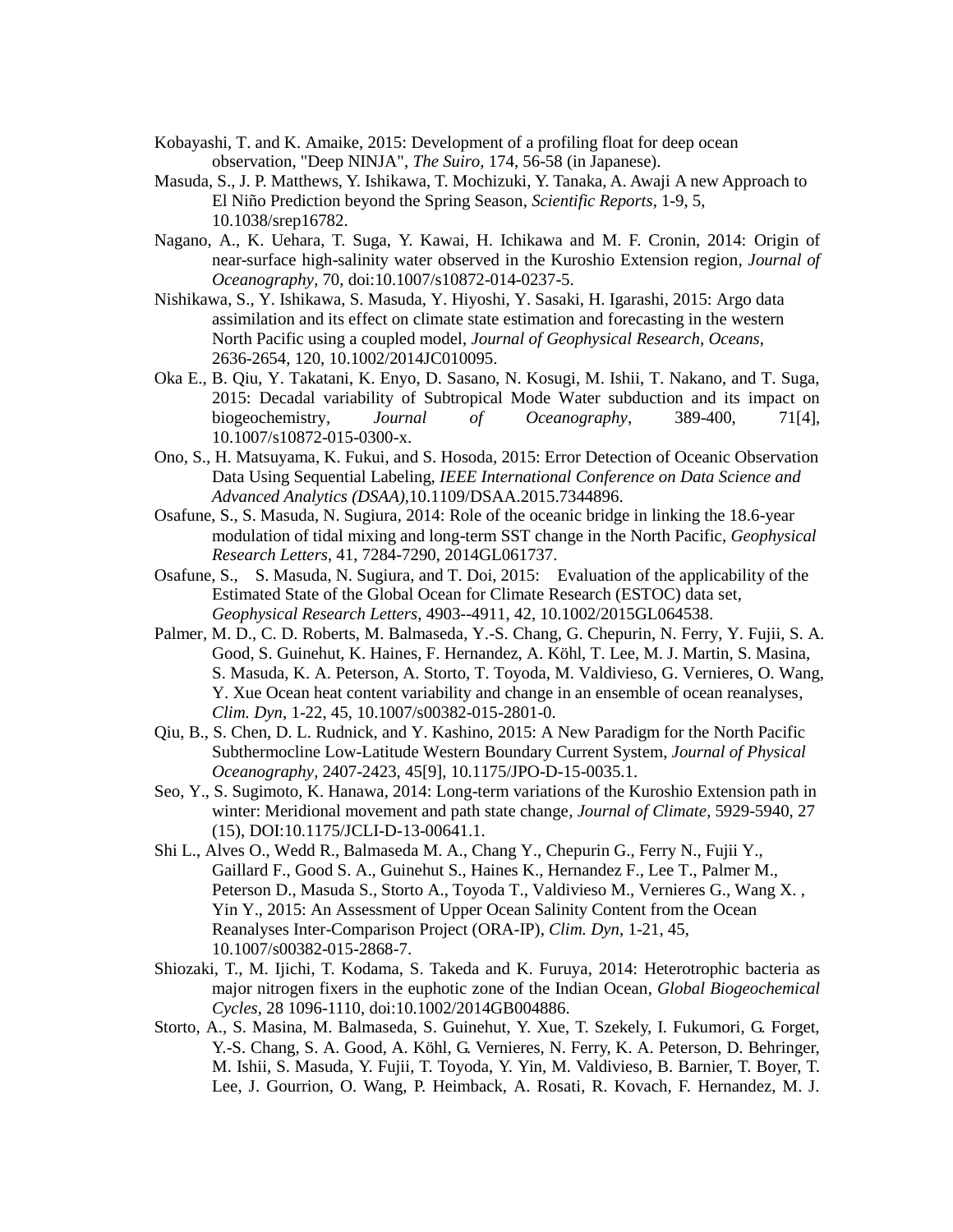Kobayashi, T. and K. Amaike, 2015: Development of a profiling float for deep ocean observation, "Deep NINJA", *The Suiro*, 174, 56-58 (in Japanese).

Masuda, S., J. P. Matthews, Y. Ishikawa, T. Mochizuki, Y. Tanaka, A. Awaji A new Approach to El Niño Prediction beyond the Spring Season, *Scientific Reports*, 1-9, 5, 10.1038/srep16782.

Nagano, A., K. Uehara, T. Suga, Y. Kawai, H. Ichikawa and M. F. Cronin, 2014: Origin of near-surface high-salinity water observed in the Kuroshio Extension region, *Journal of Oceanography*, 70, doi:10.1007/s10872-014-0237-5.

Nishikawa, S., Y. Ishikawa, S. Masuda, Y. Hiyoshi, Y. Sasaki, H. Igarashi, 2015: Argo data assimilation and its effect on climate state estimation and forecasting in the western North Pacific using a coupled model, *Journal of Geophysical Research, Oceans*, 2636-2654, 120, 10.1002/2014JC010095.

Oka E., B. Qiu, Y. Takatani, K. Enyo, D. Sasano, N. Kosugi, M. Ishii, T. Nakano, and T. Suga, 2015: Decadal variability of Subtropical Mode Water subduction and its impact on biogeochemistry, *Journal of Oceanography*, 389-400, 71[4], 10.1007/s10872-015-0300-x.

Ono, S., H. Matsuyama, K. Fukui, and S. Hosoda, 2015: Error Detection of Oceanic Observation Data Using Sequential Labeling, *IEEE International Conference on Data Science and Advanced Analytics (DSAA)*,10.1109/DSAA.2015.7344896.

Osafune, S., S. Masuda, N. Sugiura, 2014: Role of the oceanic bridge in linking the 18.6-year modulation of tidal mixing and long-term SST change in the North Pacific, *Geophysical Research Letters*, 41, 7284-7290, 2014GL061737.

Osafune, S., S. Masuda, N. Sugiura, and T. Doi, 2015: Evaluation of the applicability of the Estimated State of the Global Ocean for Climate Research (ESTOC) data set, *Geophysical Research Letters*, 4903--4911, 42, 10.1002/2015GL064538.

Palmer, M. D., C. D. Roberts, M. Balmaseda, Y.-S. Chang, G. Chepurin, N. Ferry, Y. Fujii, S. A. Good, S. Guinehut, K. Haines, F. Hernandez, A. Köhl, T. Lee, M. J. Martin, S. Masina, S. Masuda, K. A. Peterson, A. Storto, T. Toyoda, M. Valdivieso, G. Vernieres, O. Wang, Y. Xue Ocean heat content variability and change in an ensemble of ocean reanalyses, *Clim. Dyn*, 1-22, 45, 10.1007/s00382-015-2801-0.

Qiu, B., S. Chen, D. L. Rudnick, and Y. Kashino, 2015: A New Paradigm for the North Pacific Subthermocline Low-Latitude Western Boundary Current System, *Journal of Physical Oceanography*, 2407-2423, 45[9], 10.1175/JPO-D-15-0035.1.

Seo, Y., S. Sugimoto, K. Hanawa, 2014: Long-term variations of the Kuroshio Extension path in winter: Meridional movement and path state change, *Journal of Climate*, 5929-5940, 27 (15), DOI:10.1175/JCLI-D-13-00641.1.

Shi L., Alves O., Wedd R., Balmaseda M. A., Chang Y., Chepurin G., Ferry N., Fujii Y., Gaillard F., Good S. A., Guinehut S., Haines K., Hernandez F., Lee T., Palmer M., Peterson D., Masuda S., Storto A., Toyoda T., Valdivieso M., Vernieres G., Wang X. , Yin Y., 2015: An Assessment of Upper Ocean Salinity Content from the Ocean Reanalyses Inter-Comparison Project (ORA-IP), *Clim. Dyn*, 1-21, 45, 10.1007/s00382-015-2868-7.

Shiozaki, T., M. Ijichi, T. Kodama, S. Takeda and K. Furuya, 2014: Heterotrophic bacteria as major nitrogen fixers in the euphotic zone of the Indian Ocean, *Global Biogeochemical Cycles*, 28 1096-1110, doi:10.1002/2014GB004886.

Storto, A., S. Masina, M. Balmaseda, S. Guinehut, Y. Xue, T. Szekely, I. Fukumori, G. Forget, Y.-S. Chang, S. A. Good, A. Köhl, G. Vernieres, N. Ferry, K. A. Peterson, D. Behringer, M. Ishii, S. Masuda, Y. Fujii, T. Toyoda, Y. Yin, M. Valdivieso, B. Barnier, T. Boyer, T. Lee, J. Gourrion, O. Wang, P. Heimback, A. Rosati, R. Kovach, F. Hernandez, M. J.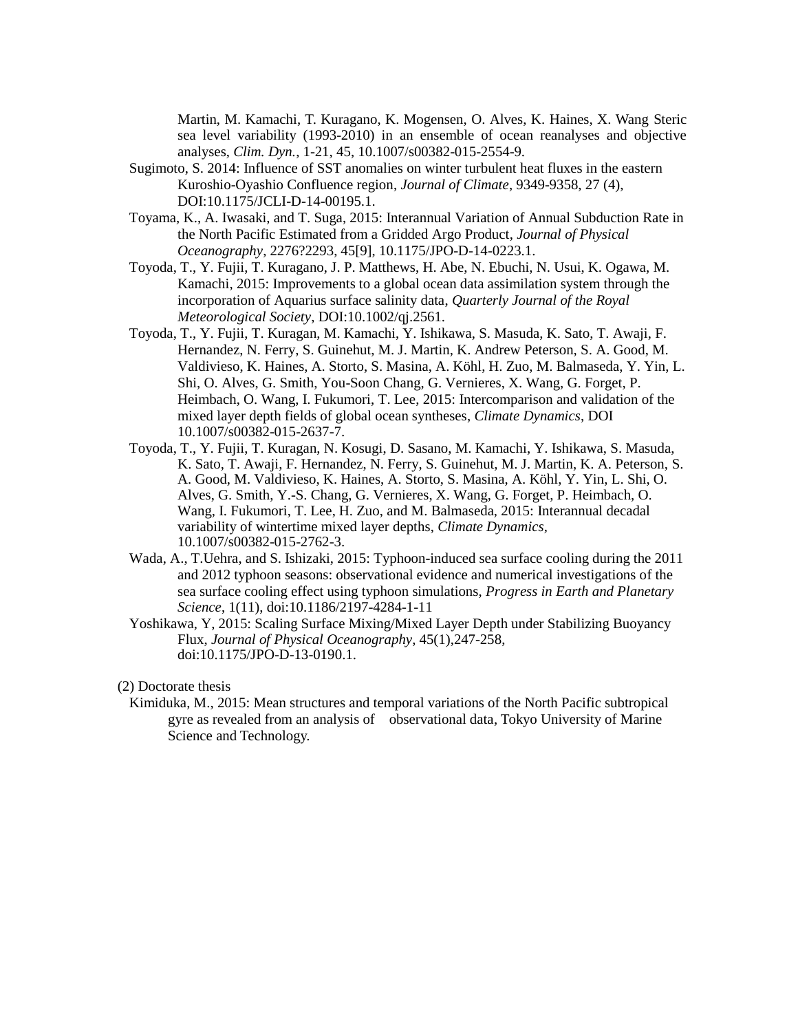Martin, M. Kamachi, T. Kuragano, K. Mogensen, O. Alves, K. Haines, X. Wang Steric sea level variability (1993-2010) in an ensemble of ocean reanalyses and objective analyses, *Clim. Dyn.*, 1-21, 45, 10.1007/s00382-015-2554-9.

Sugimoto, S. 2014: Influence of SST anomalies on winter turbulent heat fluxes in the eastern Kuroshio-Oyashio Confluence region, *Journal of Climate*, 9349-9358, 27 (4), DOI:10.1175/JCLI-D-14-00195.1.

Toyama, K., A. Iwasaki, and T. Suga, 2015: Interannual Variation of Annual Subduction Rate in the North Pacific Estimated from a Gridded Argo Product, *Journal of Physical Oceanography*, 2276?2293, 45[9], 10.1175/JPO-D-14-0223.1.

Toyoda, T., Y. Fujii, T. Kuragano, J. P. Matthews, H. Abe, N. Ebuchi, N. Usui, K. Ogawa, M. Kamachi, 2015: Improvements to a global ocean data assimilation system through the incorporation of Aquarius surface salinity data, *Quarterly Journal of the Royal Meteorological Society*, DOI:10.1002/qj.2561.

Toyoda, T., Y. Fujii, T. Kuragan, M. Kamachi, Y. Ishikawa, S. Masuda, K. Sato, T. Awaji, F. Hernandez, N. Ferry, S. Guinehut, M. J. Martin, K. Andrew Peterson, S. A. Good, M. Valdivieso, K. Haines, A. Storto, S. Masina, A. Köhl, H. Zuo, M. Balmaseda, Y. Yin, L. Shi, O. Alves, G. Smith, You-Soon Chang, G. Vernieres, X. Wang, G. Forget, P. Heimbach, O. Wang, I. Fukumori, T. Lee, 2015: Intercomparison and validation of the mixed layer depth fields of global ocean syntheses, *Climate Dynamics*, DOI 10.1007/s00382-015-2637-7.

Toyoda, T., Y. Fujii, T. Kuragan, N. Kosugi, D. Sasano, M. Kamachi, Y. Ishikawa, S. Masuda, K. Sato, T. Awaji, F. Hernandez, N. Ferry, S. Guinehut, M. J. Martin, K. A. Peterson, S. A. Good, M. Valdivieso, K. Haines, A. Storto, S. Masina, A. Köhl, Y. Yin, L. Shi, O. Alves, G. Smith, Y.-S. Chang, G. Vernieres, X. Wang, G. Forget, P. Heimbach, O. Wang, I. Fukumori, T. Lee, H. Zuo, and M. Balmaseda, 2015: Interannual decadal variability of wintertime mixed layer depths, *Climate Dynamics*, 10.1007/s00382-015-2762-3.

Wada, A., T.Uehra, and S. Ishizaki, 2015: Typhoon-induced sea surface cooling during the 2011 and 2012 typhoon seasons: observational evidence and numerical investigations of the sea surface cooling effect using typhoon simulations, *Progress in Earth and Planetary Science*, 1(11), doi:10.1186/2197-4284-1-11

Yoshikawa, Y, 2015: Scaling Surface Mixing/Mixed Layer Depth under Stabilizing Buoyancy Flux, *Journal of Physical Oceanography*, 45(1),247-258, doi:10.1175/JPO-D-13-0190.1.

(2) Doctorate thesis

Kimiduka, M., 2015: Mean structures and temporal variations of the North Pacific subtropical gyre as revealed from an analysis of observational data, Tokyo University of Marine Science and Technology.